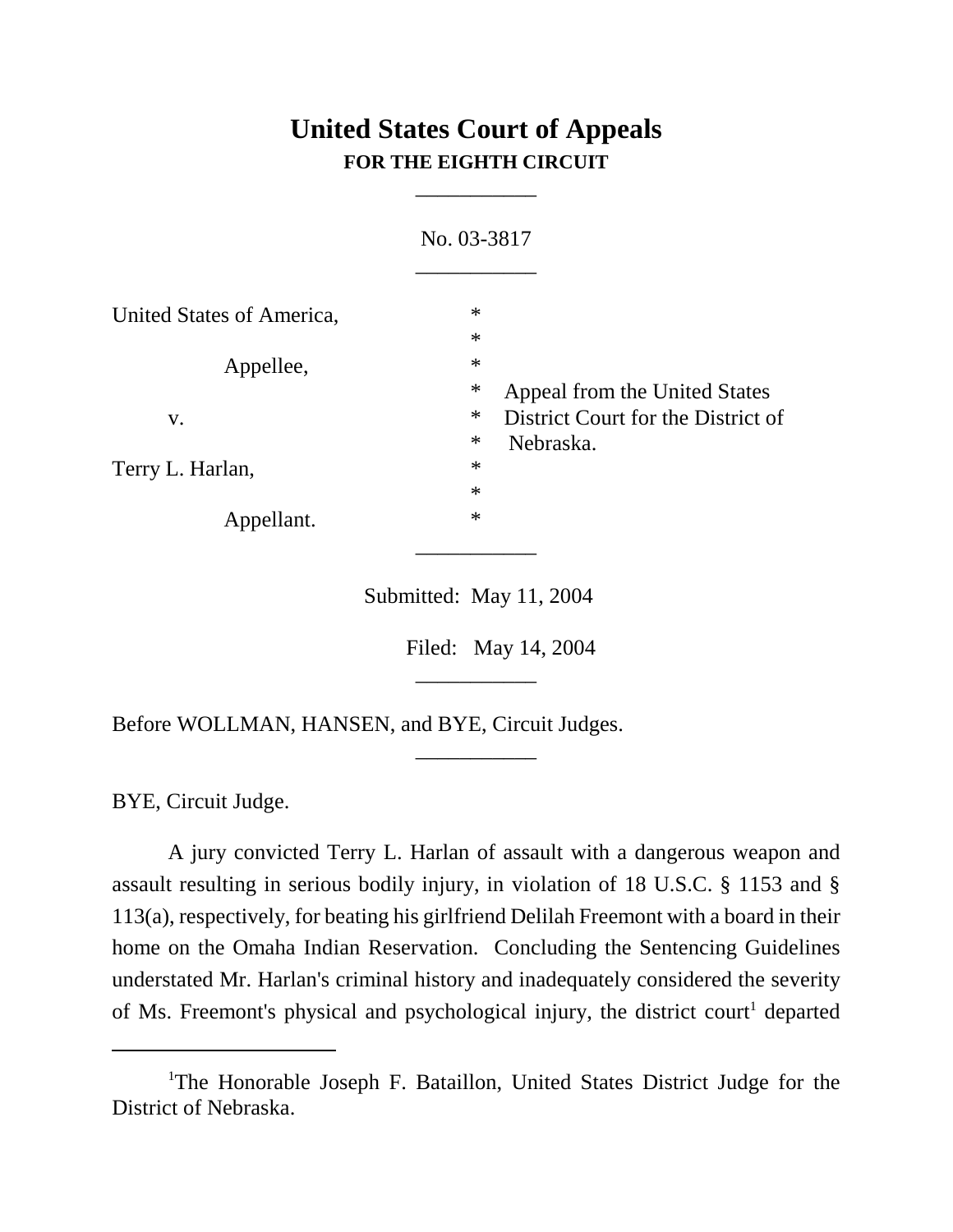# United States Court of Appeals
## FOR THE EIGHTH CIRCUIT

___________

No. 03-3817

___________

United States of America, *
*
Appellee, *
* Appeal from the United States
v. * District Court for the District of
* Nebraska.
Terry L. Harlan, *
*
Appellant. *

___________

Submitted: May 11, 2004

Filed: May 14, 2004

___________

Before WOLLMAN, HANSEN, and BYE, Circuit Judges.

___________

BYE, Circuit Judge.

A jury convicted Terry L. Harlan of assault with a dangerous weapon and assault resulting in serious bodily injury, in violation of 18 U.S.C. § 1153 and § 113(a), respectively, for beating his girlfriend Delilah Freemont with a board in their home on the Omaha Indian Reservation. Concluding the Sentencing Guidelines understated Mr. Harlan's criminal history and inadequately considered the severity of Ms. Freemont's physical and psychological injury, the district court[1] departed

[1]The Honorable Joseph F. Bataillon, United States District Judge for the District of Nebraska.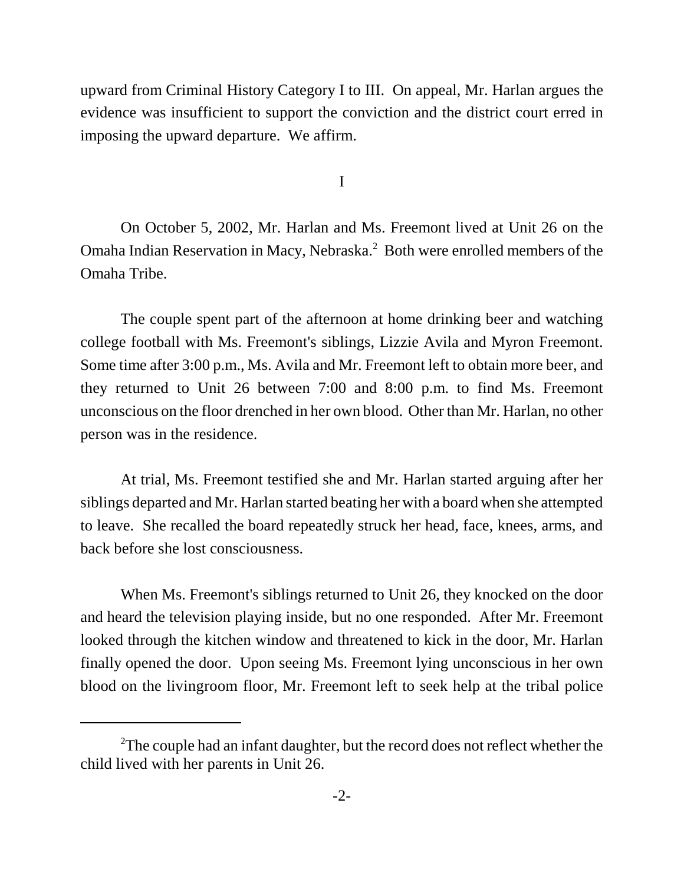upward from Criminal History Category I to III. On appeal, Mr. Harlan argues the evidence was insufficient to support the conviction and the district court erred in imposing the upward departure. We affirm.

I

On October 5, 2002, Mr. Harlan and Ms. Freemont lived at Unit 26 on the Omaha Indian Reservation in Macy, Nebraska.[2] Both were enrolled members of the Omaha Tribe.

The couple spent part of the afternoon at home drinking beer and watching college football with Ms. Freemont's siblings, Lizzie Avila and Myron Freemont. Some time after 3:00 p.m., Ms. Avila and Mr. Freemont left to obtain more beer, and they returned to Unit 26 between 7:00 and 8:00 p.m. to find Ms. Freemont unconscious on the floor drenched in her own blood. Other than Mr. Harlan, no other person was in the residence.

At trial, Ms. Freemont testified she and Mr. Harlan started arguing after her siblings departed and Mr. Harlan started beating her with a board when she attempted to leave. She recalled the board repeatedly struck her head, face, knees, arms, and back before she lost consciousness.

When Ms. Freemont's siblings returned to Unit 26, they knocked on the door and heard the television playing inside, but no one responded. After Mr. Freemont looked through the kitchen window and threatened to kick in the door, Mr. Harlan finally opened the door. Upon seeing Ms. Freemont lying unconscious in her own blood on the livingroom floor, Mr. Freemont left to seek help at the tribal police

---

[2]The couple had an infant daughter, but the record does not reflect whether the child lived with her parents in Unit 26.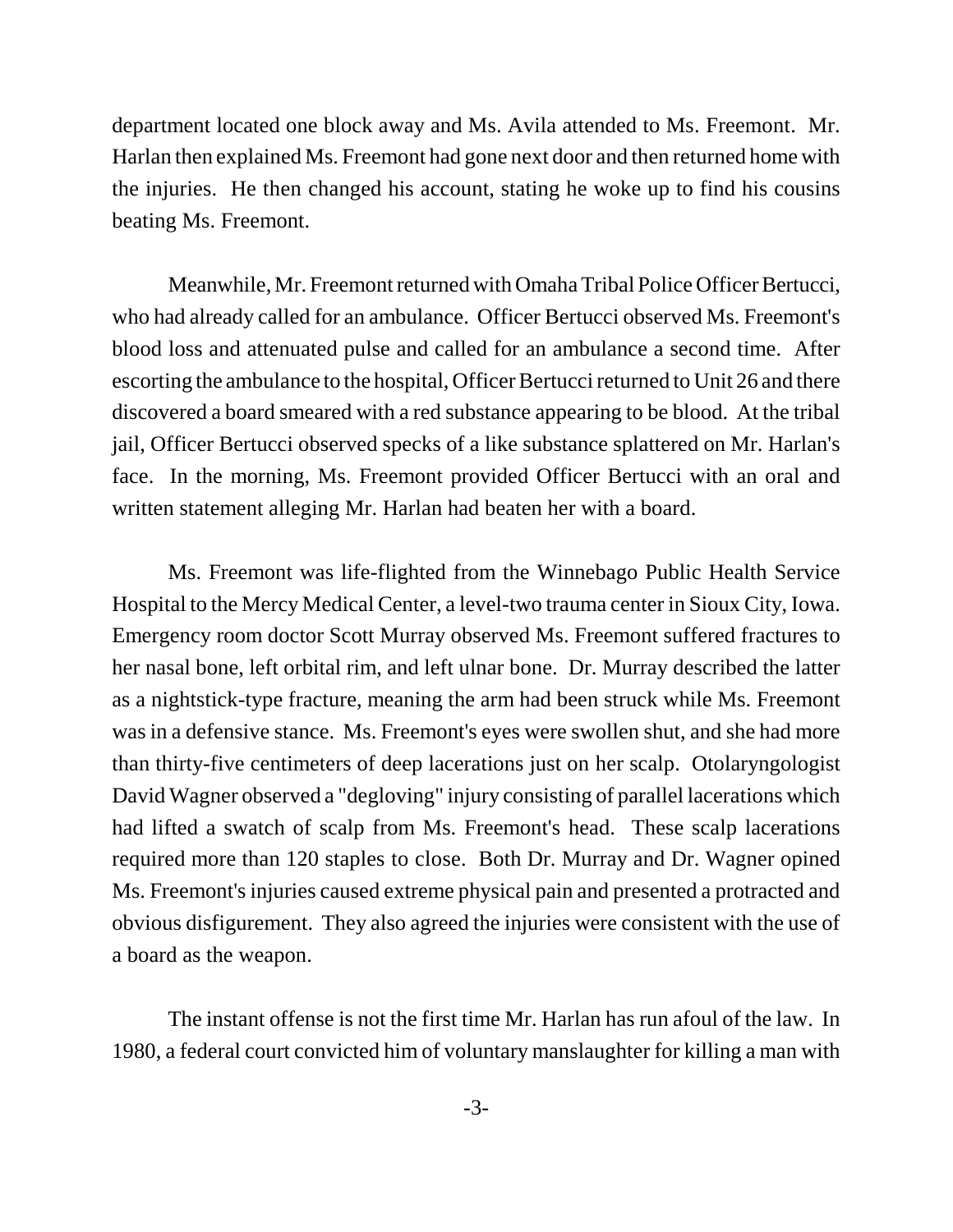department located one block away and Ms. Avila attended to Ms. Freemont. Mr. Harlan then explained Ms. Freemont had gone next door and then returned home with the injuries. He then changed his account, stating he woke up to find his cousins beating Ms. Freemont.

Meanwhile, Mr. Freemont returned with Omaha Tribal Police Officer Bertucci, who had already called for an ambulance. Officer Bertucci observed Ms. Freemont's blood loss and attenuated pulse and called for an ambulance a second time. After escorting the ambulance to the hospital, Officer Bertucci returned to Unit 26 and there discovered a board smeared with a red substance appearing to be blood. At the tribal jail, Officer Bertucci observed specks of a like substance splattered on Mr. Harlan's face. In the morning, Ms. Freemont provided Officer Bertucci with an oral and written statement alleging Mr. Harlan had beaten her with a board.

Ms. Freemont was life-flighted from the Winnebago Public Health Service Hospital to the Mercy Medical Center, a level-two trauma center in Sioux City, Iowa. Emergency room doctor Scott Murray observed Ms. Freemont suffered fractures to her nasal bone, left orbital rim, and left ulnar bone. Dr. Murray described the latter as a nightstick-type fracture, meaning the arm had been struck while Ms. Freemont was in a defensive stance. Ms. Freemont's eyes were swollen shut, and she had more than thirty-five centimeters of deep lacerations just on her scalp. Otolaryngologist David Wagner observed a "degloving" injury consisting of parallel lacerations which had lifted a swatch of scalp from Ms. Freemont's head. These scalp lacerations required more than 120 staples to close. Both Dr. Murray and Dr. Wagner opined Ms. Freemont's injuries caused extreme physical pain and presented a protracted and obvious disfigurement. They also agreed the injuries were consistent with the use of a board as the weapon.

The instant offense is not the first time Mr. Harlan has run afoul of the law. In 1980, a federal court convicted him of voluntary manslaughter for killing a man with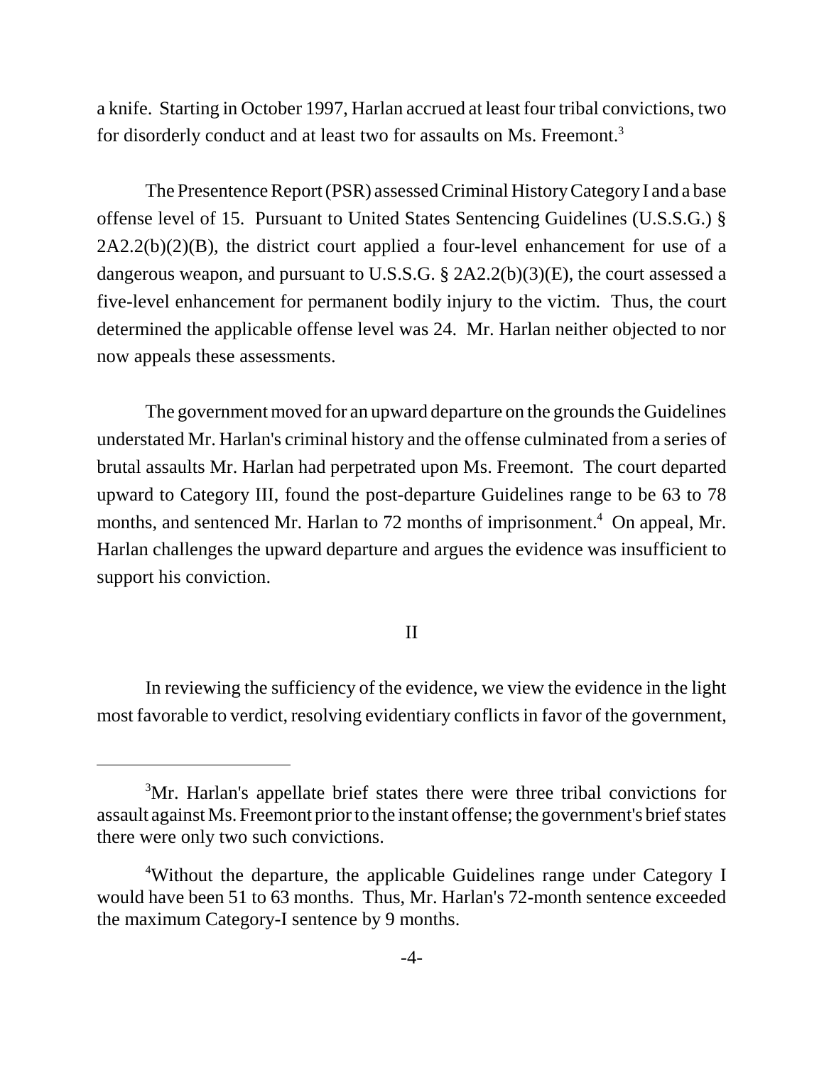a knife. Starting in October 1997, Harlan accrued at least four tribal convictions, two for disorderly conduct and at least two for assaults on Ms. Freemont.[3]

The Presentence Report (PSR) assessed Criminal History Category I and a base offense level of 15. Pursuant to United States Sentencing Guidelines (U.S.S.G.) § 2A2.2(b)(2)(B), the district court applied a four-level enhancement for use of a dangerous weapon, and pursuant to U.S.S.G. § 2A2.2(b)(3)(E), the court assessed a five-level enhancement for permanent bodily injury to the victim. Thus, the court determined the applicable offense level was 24. Mr. Harlan neither objected to nor now appeals these assessments.

The government moved for an upward departure on the grounds the Guidelines understated Mr. Harlan's criminal history and the offense culminated from a series of brutal assaults Mr. Harlan had perpetrated upon Ms. Freemont. The court departed upward to Category III, found the post-departure Guidelines range to be 63 to 78 months, and sentenced Mr. Harlan to 72 months of imprisonment.[4] On appeal, Mr. Harlan challenges the upward departure and argues the evidence was insufficient to support his conviction.

## II

In reviewing the sufficiency of the evidence, we view the evidence in the light most favorable to verdict, resolving evidentiary conflicts in favor of the government,

---

[3]Mr. Harlan's appellate brief states there were three tribal convictions for assault against Ms. Freemont prior to the instant offense; the government's brief states there were only two such convictions.

[4]Without the departure, the applicable Guidelines range under Category I would have been 51 to 63 months. Thus, Mr. Harlan's 72-month sentence exceeded the maximum Category-I sentence by 9 months.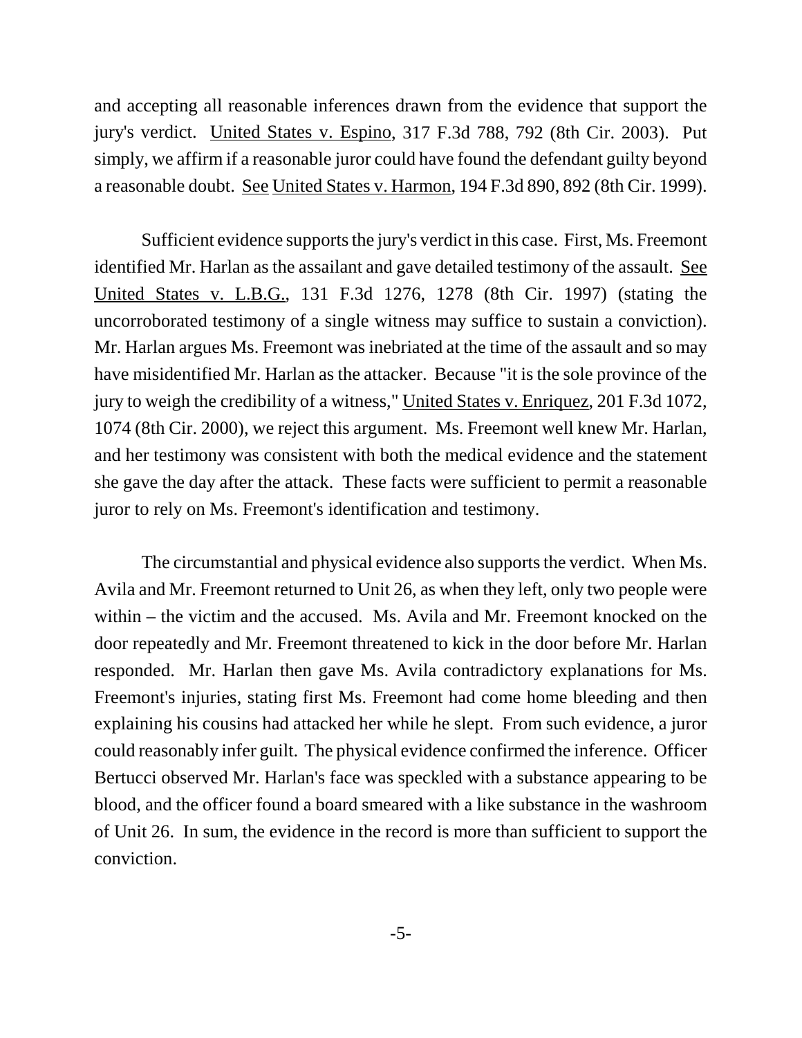and accepting all reasonable inferences drawn from the evidence that support the jury's verdict. United States v. Espino, 317 F.3d 788, 792 (8th Cir. 2003). Put simply, we affirm if a reasonable juror could have found the defendant guilty beyond a reasonable doubt. See United States v. Harmon, 194 F.3d 890, 892 (8th Cir. 1999).

Sufficient evidence supports the jury's verdict in this case. First, Ms. Freemont identified Mr. Harlan as the assailant and gave detailed testimony of the assault. See United States v. L.B.G., 131 F.3d 1276, 1278 (8th Cir. 1997) (stating the uncorroborated testimony of a single witness may suffice to sustain a conviction). Mr. Harlan argues Ms. Freemont was inebriated at the time of the assault and so may have misidentified Mr. Harlan as the attacker. Because "it is the sole province of the jury to weigh the credibility of a witness," United States v. Enriquez, 201 F.3d 1072, 1074 (8th Cir. 2000), we reject this argument. Ms. Freemont well knew Mr. Harlan, and her testimony was consistent with both the medical evidence and the statement she gave the day after the attack. These facts were sufficient to permit a reasonable juror to rely on Ms. Freemont's identification and testimony.

The circumstantial and physical evidence also supports the verdict. When Ms. Avila and Mr. Freemont returned to Unit 26, as when they left, only two people were within – the victim and the accused. Ms. Avila and Mr. Freemont knocked on the door repeatedly and Mr. Freemont threatened to kick in the door before Mr. Harlan responded. Mr. Harlan then gave Ms. Avila contradictory explanations for Ms. Freemont's injuries, stating first Ms. Freemont had come home bleeding and then explaining his cousins had attacked her while he slept. From such evidence, a juror could reasonably infer guilt. The physical evidence confirmed the inference. Officer Bertucci observed Mr. Harlan's face was speckled with a substance appearing to be blood, and the officer found a board smeared with a like substance in the washroom of Unit 26. In sum, the evidence in the record is more than sufficient to support the conviction.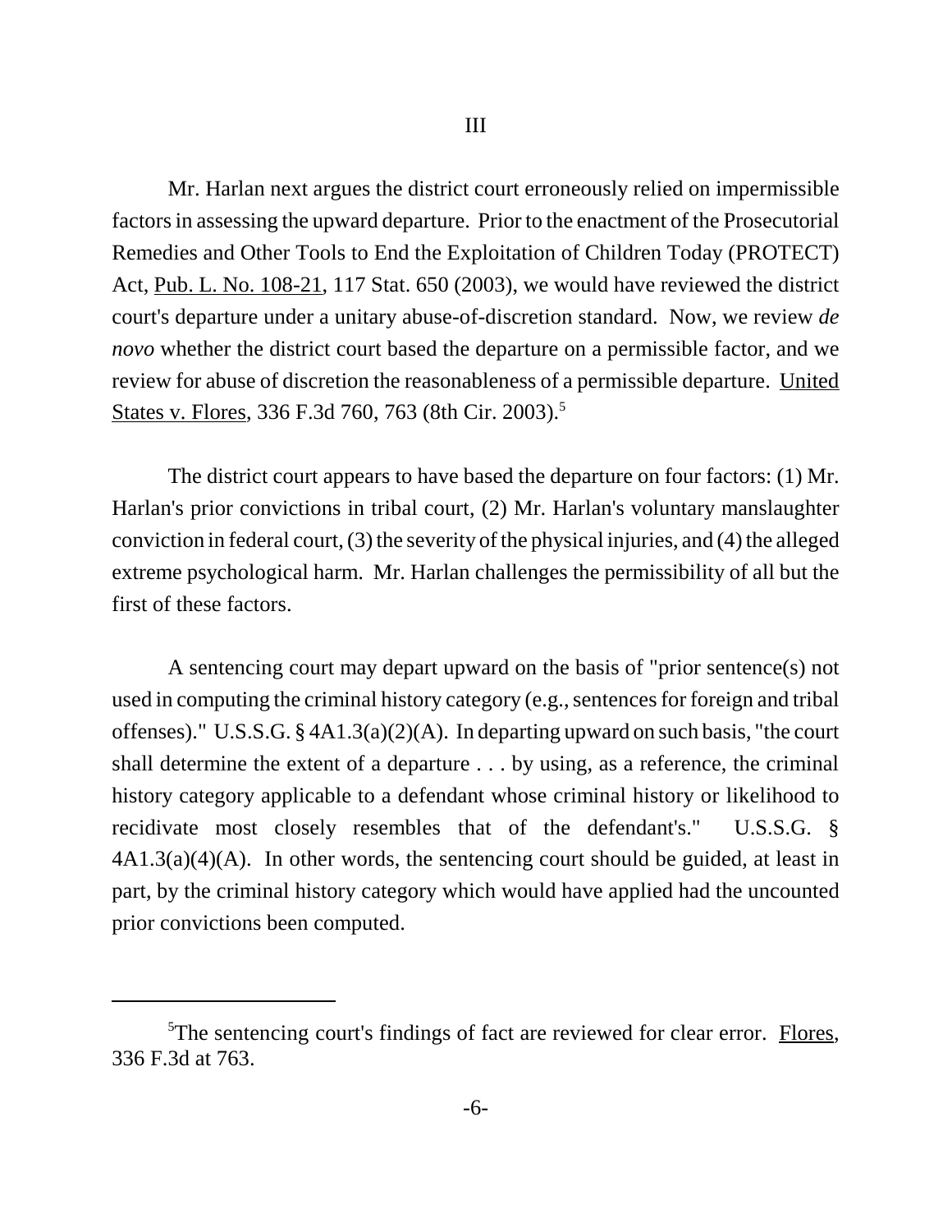## III

Mr. Harlan next argues the district court erroneously relied on impermissible factors in assessing the upward departure. Prior to the enactment of the Prosecutorial Remedies and Other Tools to End the Exploitation of Children Today (PROTECT) Act, Pub. L. No. 108-21, 117 Stat. 650 (2003), we would have reviewed the district court's departure under a unitary abuse-of-discretion standard. Now, we review *de novo* whether the district court based the departure on a permissible factor, and we review for abuse of discretion the reasonableness of a permissible departure. United States v. Flores, 336 F.3d 760, 763 (8th Cir. 2003).[5]

The district court appears to have based the departure on four factors: (1) Mr. Harlan's prior convictions in tribal court, (2) Mr. Harlan's voluntary manslaughter conviction in federal court, (3) the severity of the physical injuries, and (4) the alleged extreme psychological harm. Mr. Harlan challenges the permissibility of all but the first of these factors.

A sentencing court may depart upward on the basis of "prior sentence(s) not used in computing the criminal history category (e.g., sentences for foreign and tribal offenses)." U.S.S.G. § 4A1.3(a)(2)(A). In departing upward on such basis, "the court shall determine the extent of a departure . . . by using, as a reference, the criminal history category applicable to a defendant whose criminal history or likelihood to recidivate most closely resembles that of the defendant's." U.S.S.G. § 4A1.3(a)(4)(A). In other words, the sentencing court should be guided, at least in part, by the criminal history category which would have applied had the uncounted prior convictions been computed.

---

[5]The sentencing court's findings of fact are reviewed for clear error. Flores, 336 F.3d at 763.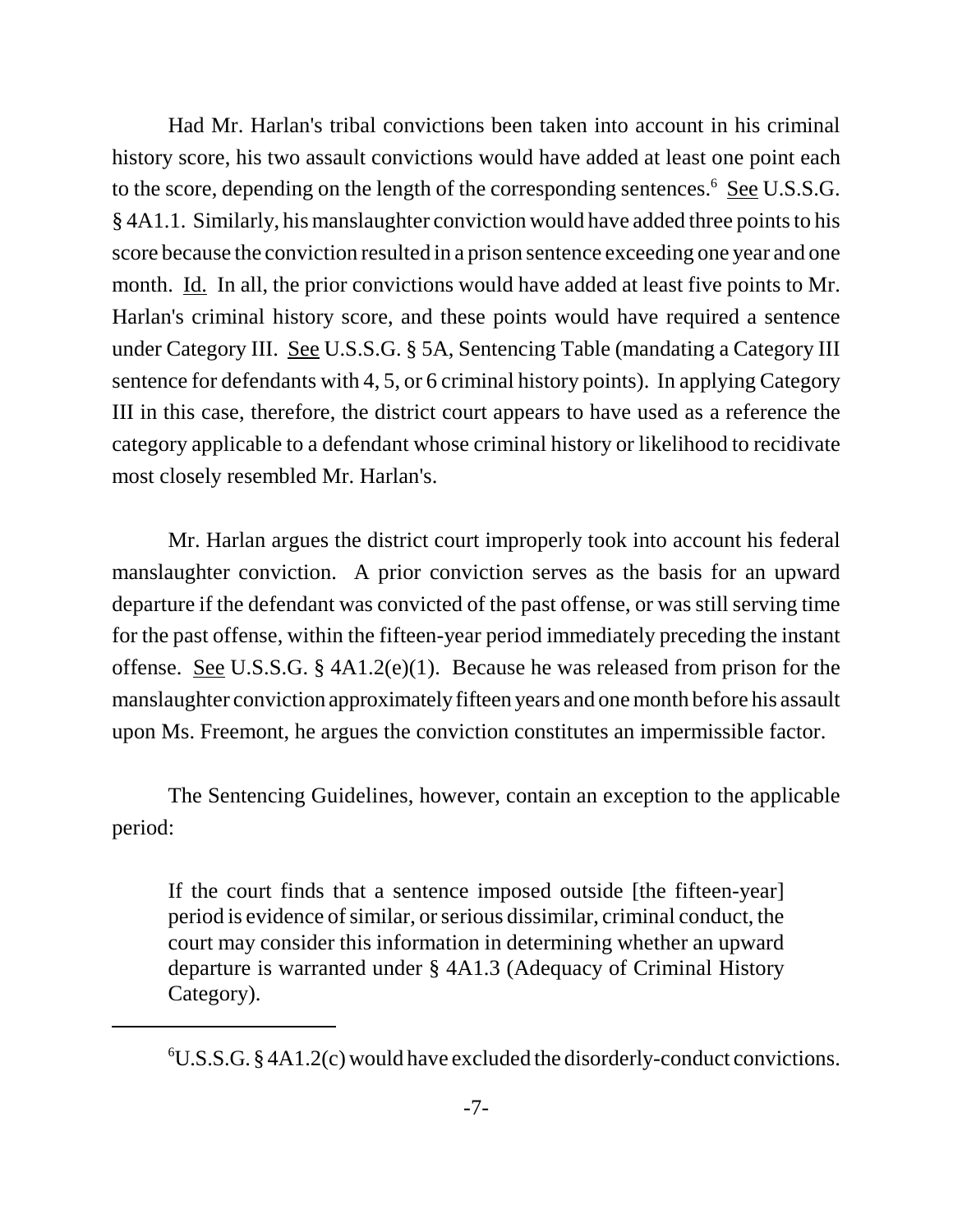Had Mr. Harlan's tribal convictions been taken into account in his criminal history score, his two assault convictions would have added at least one point each to the score, depending on the length of the corresponding sentences.[6] See U.S.S.G. § 4A1.1. Similarly, his manslaughter conviction would have added three points to his score because the conviction resulted in a prison sentence exceeding one year and one month. Id. In all, the prior convictions would have added at least five points to Mr. Harlan's criminal history score, and these points would have required a sentence under Category III. See U.S.S.G. § 5A, Sentencing Table (mandating a Category III sentence for defendants with 4, 5, or 6 criminal history points). In applying Category III in this case, therefore, the district court appears to have used as a reference the category applicable to a defendant whose criminal history or likelihood to recidivate most closely resembled Mr. Harlan's.

Mr. Harlan argues the district court improperly took into account his federal manslaughter conviction. A prior conviction serves as the basis for an upward departure if the defendant was convicted of the past offense, or was still serving time for the past offense, within the fifteen-year period immediately preceding the instant offense. See U.S.S.G. § 4A1.2(e)(1). Because he was released from prison for the manslaughter conviction approximately fifteen years and one month before his assault upon Ms. Freemont, he argues the conviction constitutes an impermissible factor.

The Sentencing Guidelines, however, contain an exception to the applicable period:

> If the court finds that a sentence imposed outside [the fifteen-year] period is evidence of similar, or serious dissimilar, criminal conduct, the court may consider this information in determining whether an upward departure is warranted under § 4A1.3 (Adequacy of Criminal History Category).

---

[6] U.S.S.G. § 4A1.2(c) would have excluded the disorderly-conduct convictions.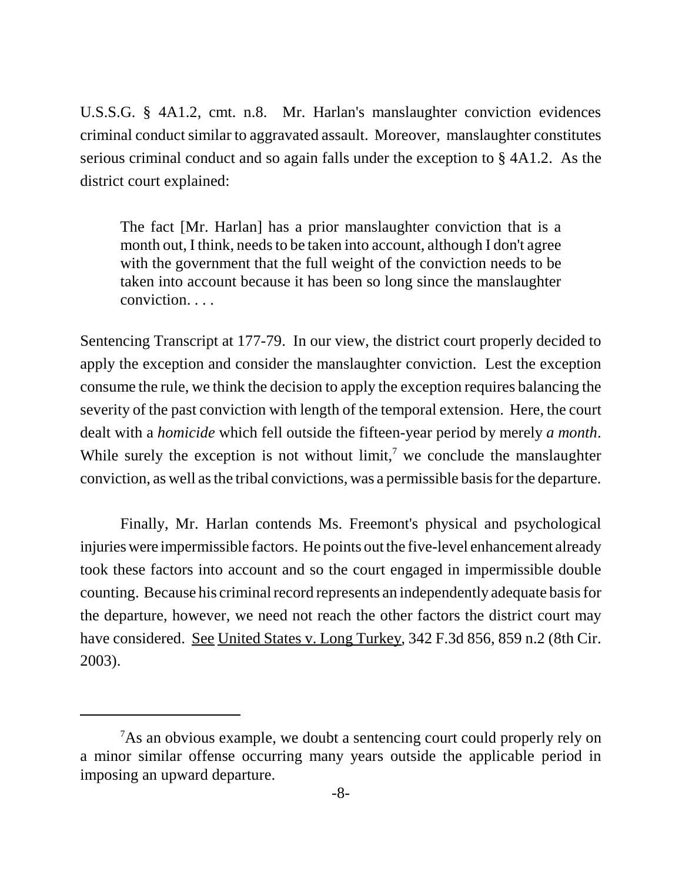U.S.S.G. § 4A1.2, cmt. n.8. Mr. Harlan's manslaughter conviction evidences criminal conduct similar to aggravated assault. Moreover, manslaughter constitutes serious criminal conduct and so again falls under the exception to § 4A1.2. As the district court explained:

> The fact [Mr. Harlan] has a prior manslaughter conviction that is a month out, I think, needs to be taken into account, although I don't agree with the government that the full weight of the conviction needs to be taken into account because it has been so long since the manslaughter conviction. . . .

Sentencing Transcript at 177-79. In our view, the district court properly decided to apply the exception and consider the manslaughter conviction. Lest the exception consume the rule, we think the decision to apply the exception requires balancing the severity of the past conviction with length of the temporal extension. Here, the court dealt with a *homicide* which fell outside the fifteen-year period by merely *a month*. While surely the exception is not without limit,[7] we conclude the manslaughter conviction, as well as the tribal convictions, was a permissible basis for the departure.

Finally, Mr. Harlan contends Ms. Freemont's physical and psychological injuries were impermissible factors. He points out the five-level enhancement already took these factors into account and so the court engaged in impermissible double counting. Because his criminal record represents an independently adequate basis for the departure, however, we need not reach the other factors the district court may have considered. See United States v. Long Turkey, 342 F.3d 856, 859 n.2 (8th Cir. 2003).

---

[7] As an obvious example, we doubt a sentencing court could properly rely on a minor similar offense occurring many years outside the applicable period in imposing an upward departure.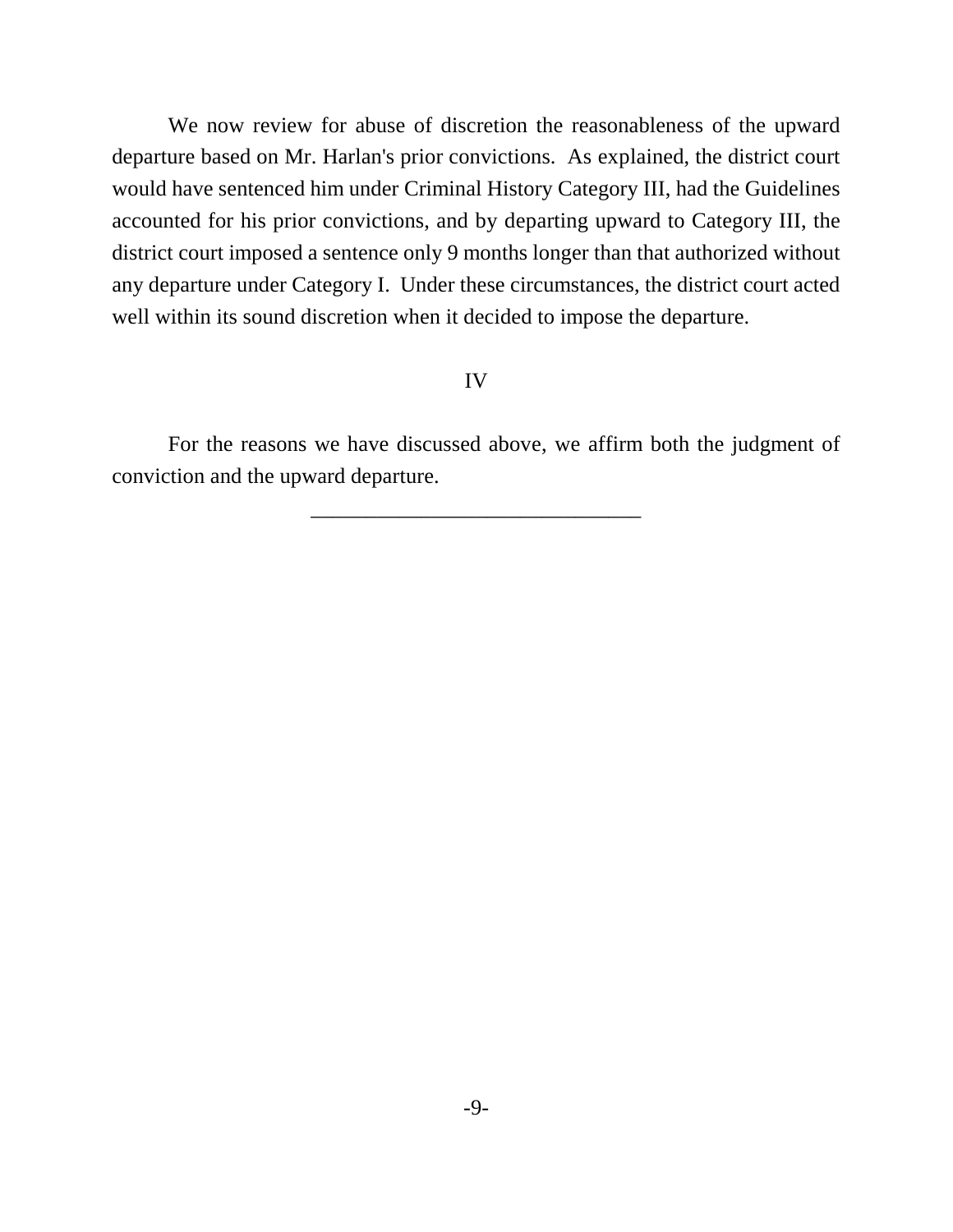We now review for abuse of discretion the reasonableness of the upward departure based on Mr. Harlan's prior convictions. As explained, the district court would have sentenced him under Criminal History Category III, had the Guidelines accounted for his prior convictions, and by departing upward to Category III, the district court imposed a sentence only 9 months longer than that authorized without any departure under Category I. Under these circumstances, the district court acted well within its sound discretion when it decided to impose the departure.

## IV

For the reasons we have discussed above, we affirm both the judgment of conviction and the upward departure.

______________________________